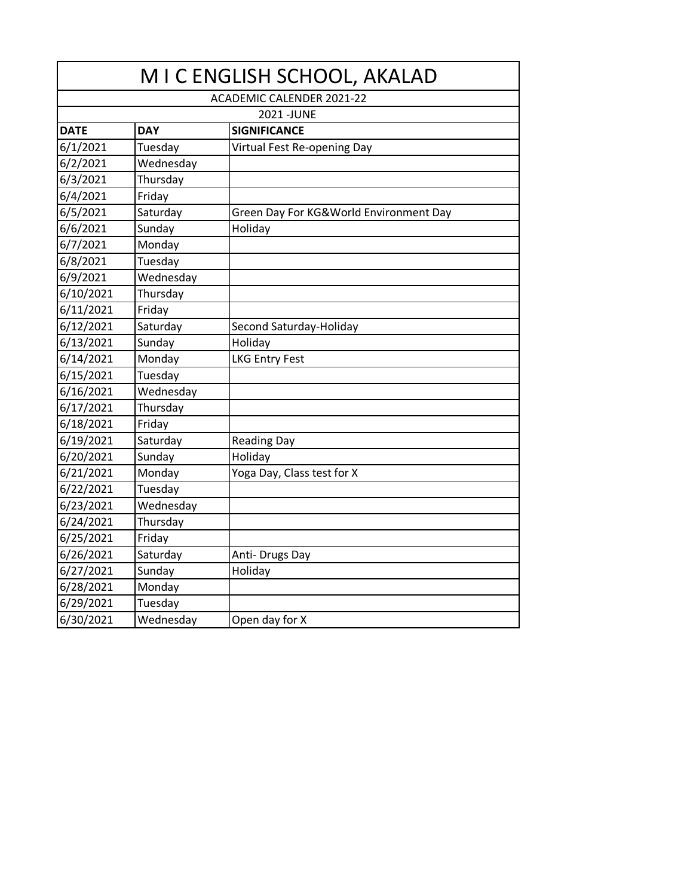# M I C ENGLISH SCHOOL, AKALAD

ACADEMIC CALENDER 2021-22

2021 -JUNE

| DATE | DAY | SIGNIFICANCE |
|---|---|---|
| 6/1/2021 | Tuesday | Virtual Fest Re-opening Day |
| 6/2/2021 | Wednesday | |
| 6/3/2021 | Thursday | |
| 6/4/2021 | Friday | |
| 6/5/2021 | Saturday | Green Day For KG&World Environment Day |
| 6/6/2021 | Sunday | Holiday |
| 6/7/2021 | Monday | |
| 6/8/2021 | Tuesday | |
| 6/9/2021 | Wednesday | |
| 6/10/2021 | Thursday | |
| 6/11/2021 | Friday | |
| 6/12/2021 | Saturday | Second Saturday-Holiday |
| 6/13/2021 | Sunday | Holiday |
| 6/14/2021 | Monday | LKG Entry Fest |
| 6/15/2021 | Tuesday | |
| 6/16/2021 | Wednesday | |
| 6/17/2021 | Thursday | |
| 6/18/2021 | Friday | |
| 6/19/2021 | Saturday | Reading Day |
| 6/20/2021 | Sunday | Holiday |
| 6/21/2021 | Monday | Yoga Day, Class test for X |
| 6/22/2021 | Tuesday | |
| 6/23/2021 | Wednesday | |
| 6/24/2021 | Thursday | |
| 6/25/2021 | Friday | |
| 6/26/2021 | Saturday | Anti- Drugs Day |
| 6/27/2021 | Sunday | Holiday |
| 6/28/2021 | Monday | |
| 6/29/2021 | Tuesday | |
| 6/30/2021 | Wednesday | Open day for X |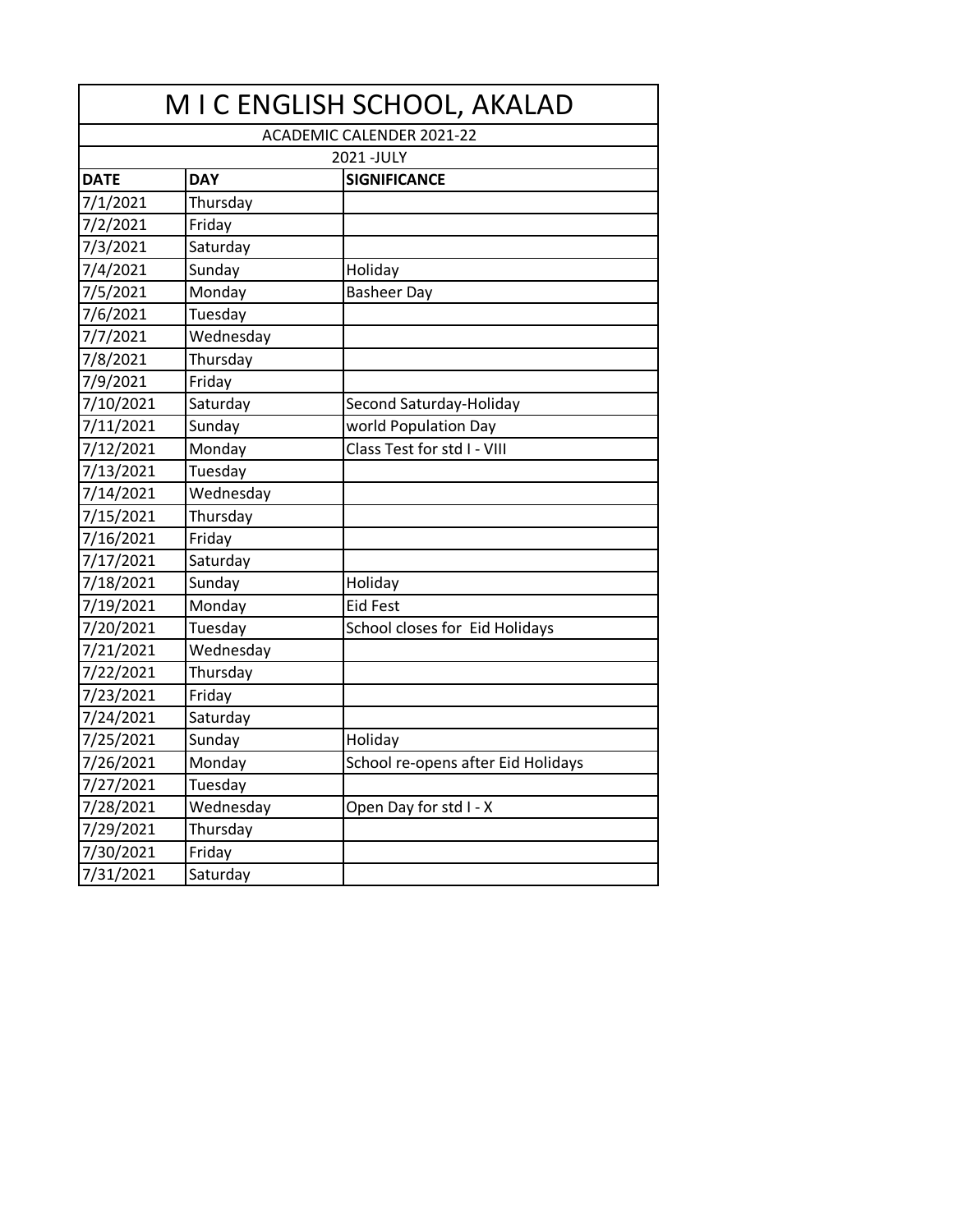# M I C ENGLISH SCHOOL, AKALAD

ACADEMIC CALENDER 2021-22

2021 -JULY

| DATE | DAY | SIGNIFICANCE |
|---|---|---|
| 7/1/2021 | Thursday | |
| 7/2/2021 | Friday | |
| 7/3/2021 | Saturday | |
| 7/4/2021 | Sunday | Holiday |
| 7/5/2021 | Monday | Basheer Day |
| 7/6/2021 | Tuesday | |
| 7/7/2021 | Wednesday | |
| 7/8/2021 | Thursday | |
| 7/9/2021 | Friday | |
| 7/10/2021 | Saturday | Second Saturday-Holiday |
| 7/11/2021 | Sunday | world Population Day |
| 7/12/2021 | Monday | Class Test for std I - VIII |
| 7/13/2021 | Tuesday | |
| 7/14/2021 | Wednesday | |
| 7/15/2021 | Thursday | |
| 7/16/2021 | Friday | |
| 7/17/2021 | Saturday | |
| 7/18/2021 | Sunday | Holiday |
| 7/19/2021 | Monday | Eid Fest |
| 7/20/2021 | Tuesday | School closes for Eid Holidays |
| 7/21/2021 | Wednesday | |
| 7/22/2021 | Thursday | |
| 7/23/2021 | Friday | |
| 7/24/2021 | Saturday | |
| 7/25/2021 | Sunday | Holiday |
| 7/26/2021 | Monday | School re-opens after Eid Holidays |
| 7/27/2021 | Tuesday | |
| 7/28/2021 | Wednesday | Open Day for std I - X |
| 7/29/2021 | Thursday | |
| 7/30/2021 | Friday | |
| 7/31/2021 | Saturday | |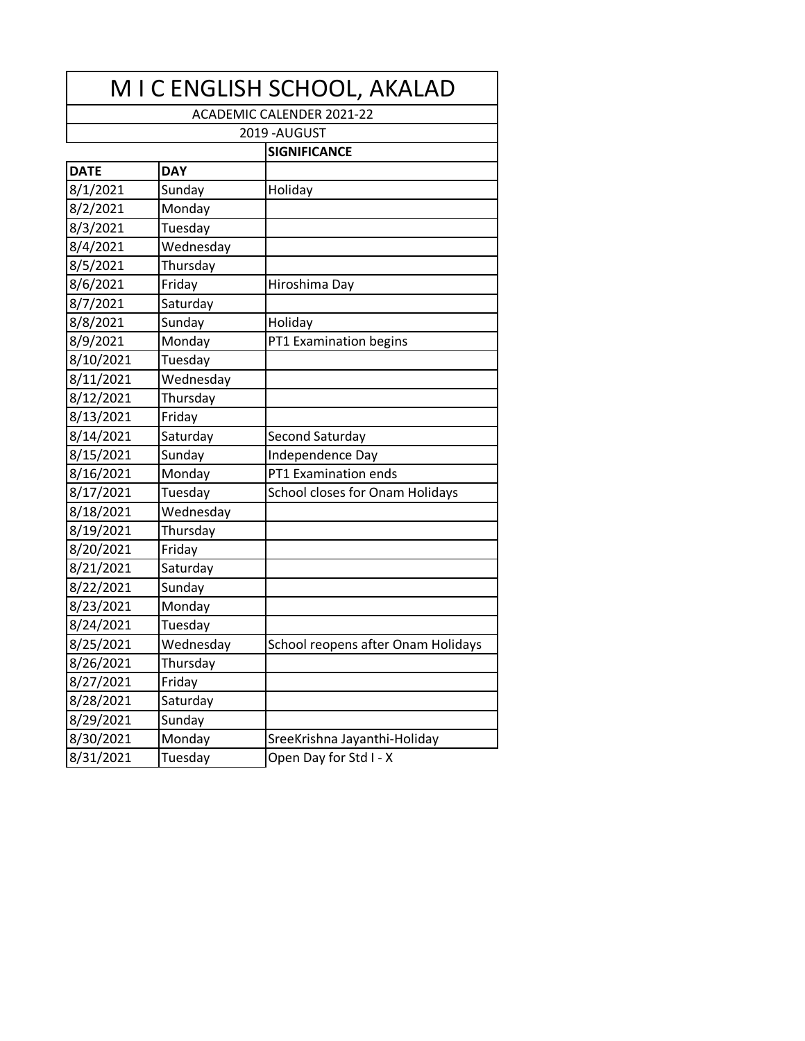# M I C ENGLISH SCHOOL, AKALAD

ACADEMIC CALENDER 2021-22

2019 -AUGUST

| DATE | DAY | SIGNIFICANCE |
|---|---|---|
| 8/1/2021 | Sunday | Holiday |
| 8/2/2021 | Monday | |
| 8/3/2021 | Tuesday | |
| 8/4/2021 | Wednesday | |
| 8/5/2021 | Thursday | |
| 8/6/2021 | Friday | Hiroshima Day |
| 8/7/2021 | Saturday | |
| 8/8/2021 | Sunday | Holiday |
| 8/9/2021 | Monday | PT1 Examination begins |
| 8/10/2021 | Tuesday | |
| 8/11/2021 | Wednesday | |
| 8/12/2021 | Thursday | |
| 8/13/2021 | Friday | |
| 8/14/2021 | Saturday | Second Saturday |
| 8/15/2021 | Sunday | Independence Day |
| 8/16/2021 | Monday | PT1 Examination ends |
| 8/17/2021 | Tuesday | School closes for Onam Holidays |
| 8/18/2021 | Wednesday | |
| 8/19/2021 | Thursday | |
| 8/20/2021 | Friday | |
| 8/21/2021 | Saturday | |
| 8/22/2021 | Sunday | |
| 8/23/2021 | Monday | |
| 8/24/2021 | Tuesday | |
| 8/25/2021 | Wednesday | School reopens after Onam Holidays |
| 8/26/2021 | Thursday | |
| 8/27/2021 | Friday | |
| 8/28/2021 | Saturday | |
| 8/29/2021 | Sunday | |
| 8/30/2021 | Monday | SreeKrishna Jayanthi-Holiday |
| 8/31/2021 | Tuesday | Open Day for Std I - X |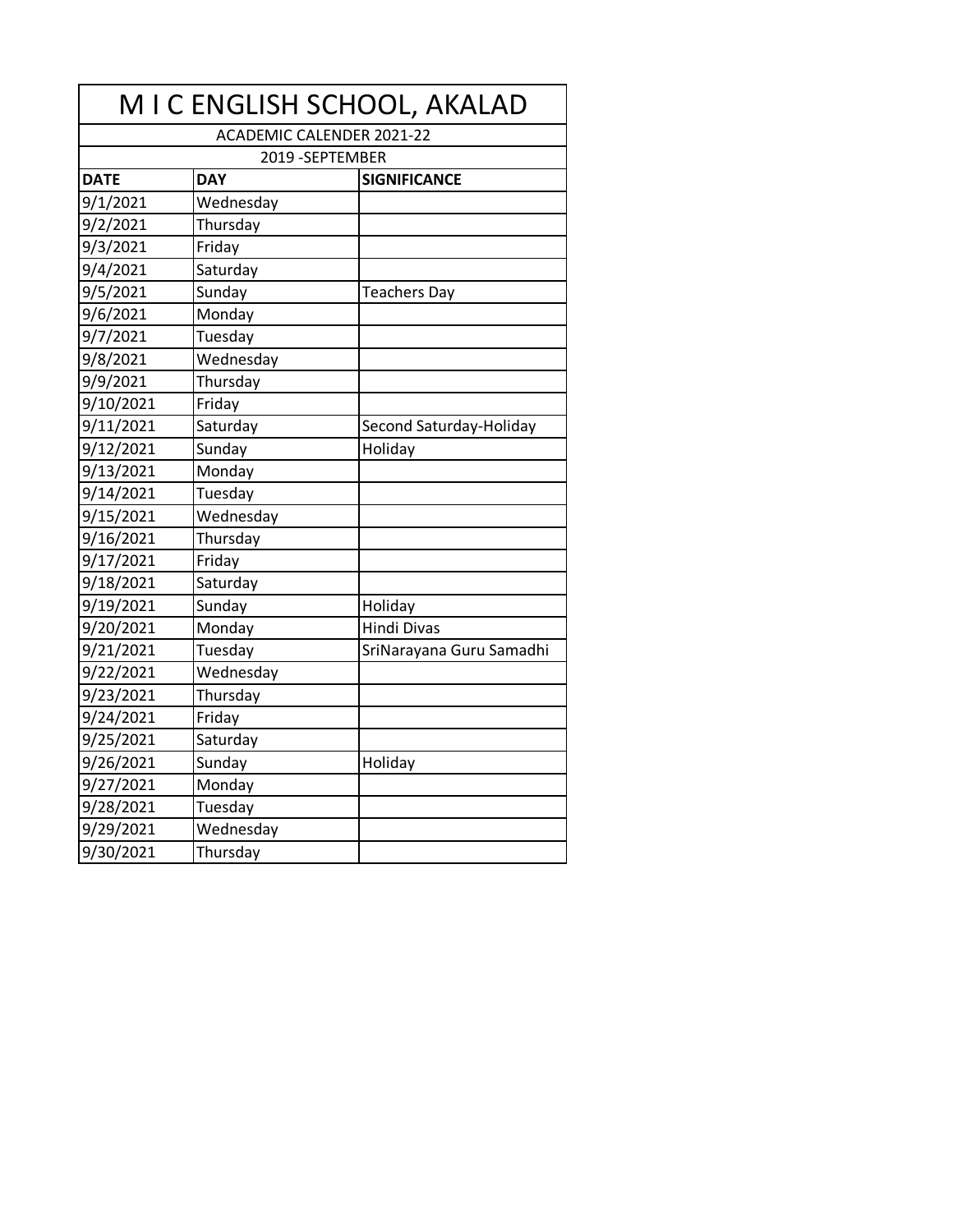# M I C ENGLISH SCHOOL, AKALAD

ACADEMIC CALENDER 2021-22

2019 -SEPTEMBER

| DATE | DAY | SIGNIFICANCE |
|---|---|---|
| 9/1/2021 | Wednesday | |
| 9/2/2021 | Thursday | |
| 9/3/2021 | Friday | |
| 9/4/2021 | Saturday | |
| 9/5/2021 | Sunday | Teachers Day |
| 9/6/2021 | Monday | |
| 9/7/2021 | Tuesday | |
| 9/8/2021 | Wednesday | |
| 9/9/2021 | Thursday | |
| 9/10/2021 | Friday | |
| 9/11/2021 | Saturday | Second Saturday-Holiday |
| 9/12/2021 | Sunday | Holiday |
| 9/13/2021 | Monday | |
| 9/14/2021 | Tuesday | |
| 9/15/2021 | Wednesday | |
| 9/16/2021 | Thursday | |
| 9/17/2021 | Friday | |
| 9/18/2021 | Saturday | |
| 9/19/2021 | Sunday | Holiday |
| 9/20/2021 | Monday | Hindi Divas |
| 9/21/2021 | Tuesday | SriNarayana Guru Samadhi |
| 9/22/2021 | Wednesday | |
| 9/23/2021 | Thursday | |
| 9/24/2021 | Friday | |
| 9/25/2021 | Saturday | |
| 9/26/2021 | Sunday | Holiday |
| 9/27/2021 | Monday | |
| 9/28/2021 | Tuesday | |
| 9/29/2021 | Wednesday | |
| 9/30/2021 | Thursday | |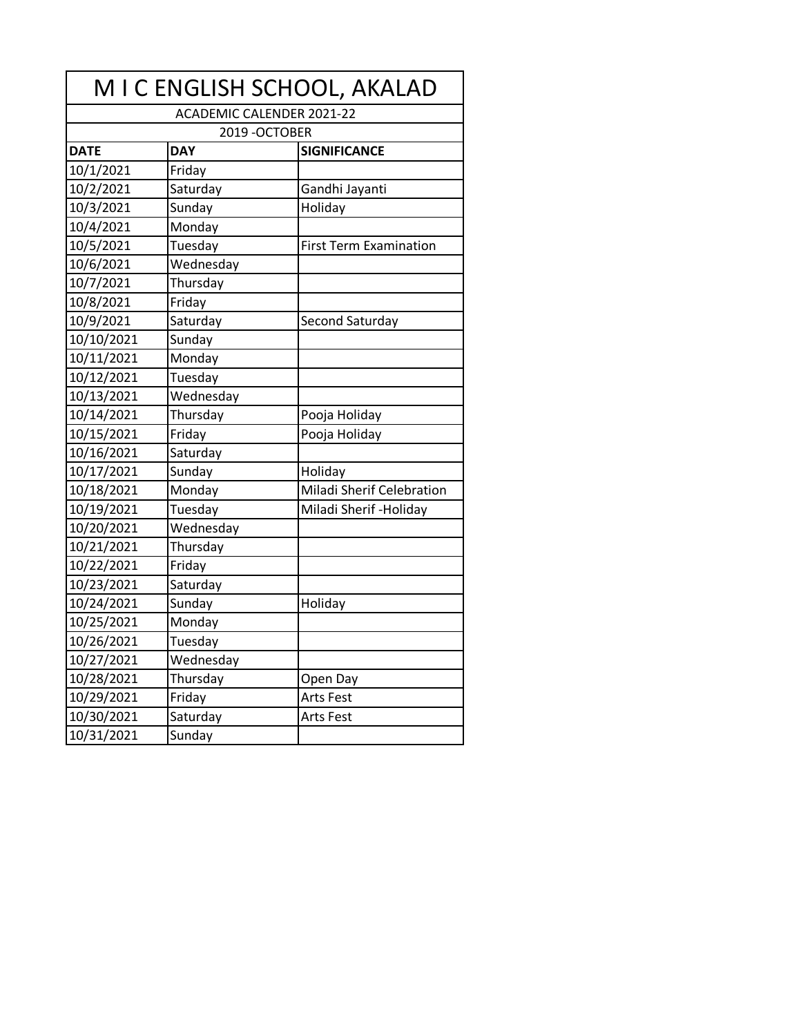# M I C ENGLISH SCHOOL, AKALAD

ACADEMIC CALENDER 2021-22

2019 -OCTOBER

| DATE | DAY | SIGNIFICANCE |
|---|---|---|
| 10/1/2021 | Friday | |
| 10/2/2021 | Saturday | Gandhi Jayanti |
| 10/3/2021 | Sunday | Holiday |
| 10/4/2021 | Monday | |
| 10/5/2021 | Tuesday | First Term Examination |
| 10/6/2021 | Wednesday | |
| 10/7/2021 | Thursday | |
| 10/8/2021 | Friday | |
| 10/9/2021 | Saturday | Second Saturday |
| 10/10/2021 | Sunday | |
| 10/11/2021 | Monday | |
| 10/12/2021 | Tuesday | |
| 10/13/2021 | Wednesday | |
| 10/14/2021 | Thursday | Pooja Holiday |
| 10/15/2021 | Friday | Pooja Holiday |
| 10/16/2021 | Saturday | |
| 10/17/2021 | Sunday | Holiday |
| 10/18/2021 | Monday | Miladi Sherif Celebration |
| 10/19/2021 | Tuesday | Miladi Sherif -Holiday |
| 10/20/2021 | Wednesday | |
| 10/21/2021 | Thursday | |
| 10/22/2021 | Friday | |
| 10/23/2021 | Saturday | |
| 10/24/2021 | Sunday | Holiday |
| 10/25/2021 | Monday | |
| 10/26/2021 | Tuesday | |
| 10/27/2021 | Wednesday | |
| 10/28/2021 | Thursday | Open Day |
| 10/29/2021 | Friday | Arts Fest |
| 10/30/2021 | Saturday | Arts Fest |
| 10/31/2021 | Sunday | |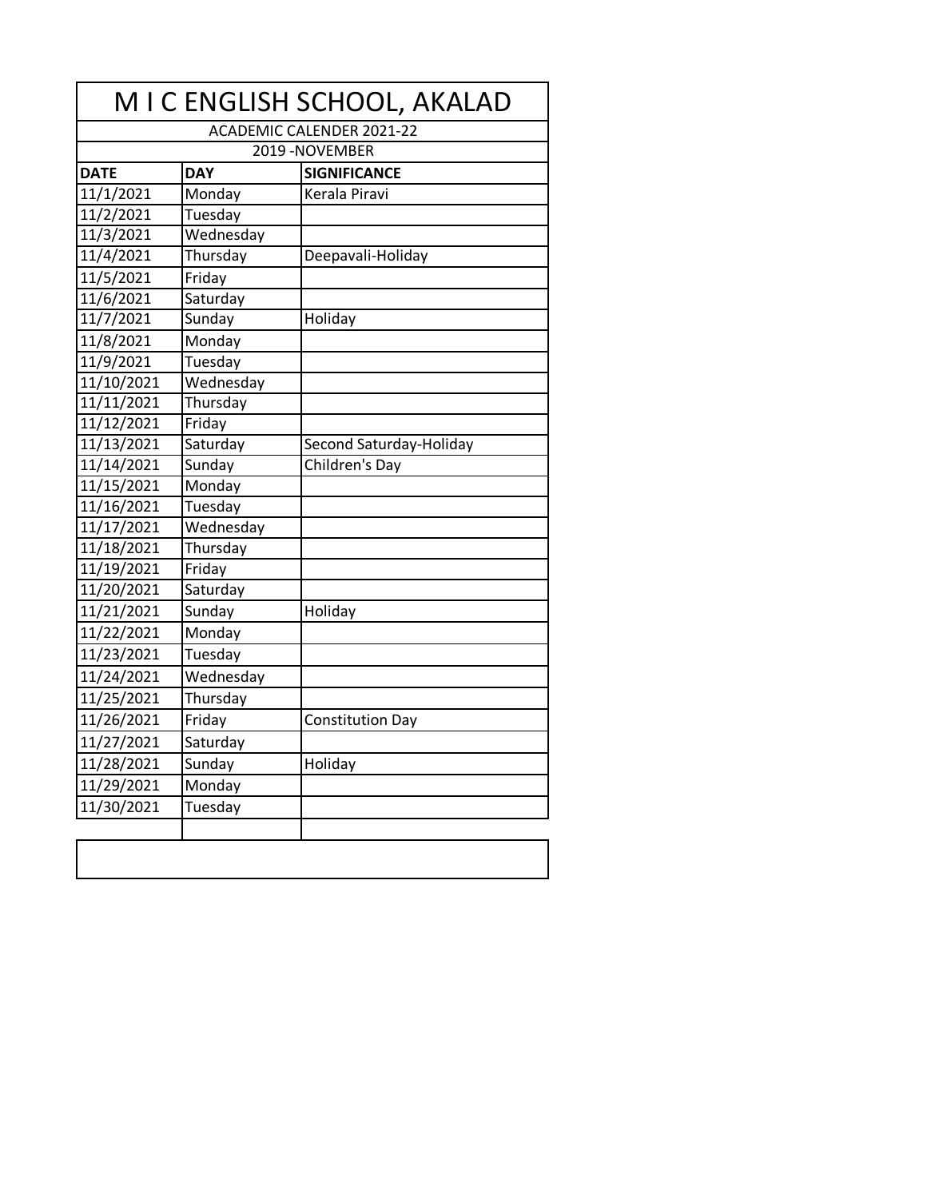# M I C ENGLISH SCHOOL, AKALAD

ACADEMIC CALENDER 2021-22

2019 -NOVEMBER

| DATE | DAY | SIGNIFICANCE |
|---|---|---|
| 11/1/2021 | Monday | Kerala Piravi |
| 11/2/2021 | Tuesday | |
| 11/3/2021 | Wednesday | |
| 11/4/2021 | Thursday | Deepavali-Holiday |
| 11/5/2021 | Friday | |
| 11/6/2021 | Saturday | |
| 11/7/2021 | Sunday | Holiday |
| 11/8/2021 | Monday | |
| 11/9/2021 | Tuesday | |
| 11/10/2021 | Wednesday | |
| 11/11/2021 | Thursday | |
| 11/12/2021 | Friday | |
| 11/13/2021 | Saturday | Second Saturday-Holiday |
| 11/14/2021 | Sunday | Children's Day |
| 11/15/2021 | Monday | |
| 11/16/2021 | Tuesday | |
| 11/17/2021 | Wednesday | |
| 11/18/2021 | Thursday | |
| 11/19/2021 | Friday | |
| 11/20/2021 | Saturday | |
| 11/21/2021 | Sunday | Holiday |
| 11/22/2021 | Monday | |
| 11/23/2021 | Tuesday | |
| 11/24/2021 | Wednesday | |
| 11/25/2021 | Thursday | |
| 11/26/2021 | Friday | Constitution Day |
| 11/27/2021 | Saturday | |
| 11/28/2021 | Sunday | Holiday |
| 11/29/2021 | Monday | |
| 11/30/2021 | Tuesday | |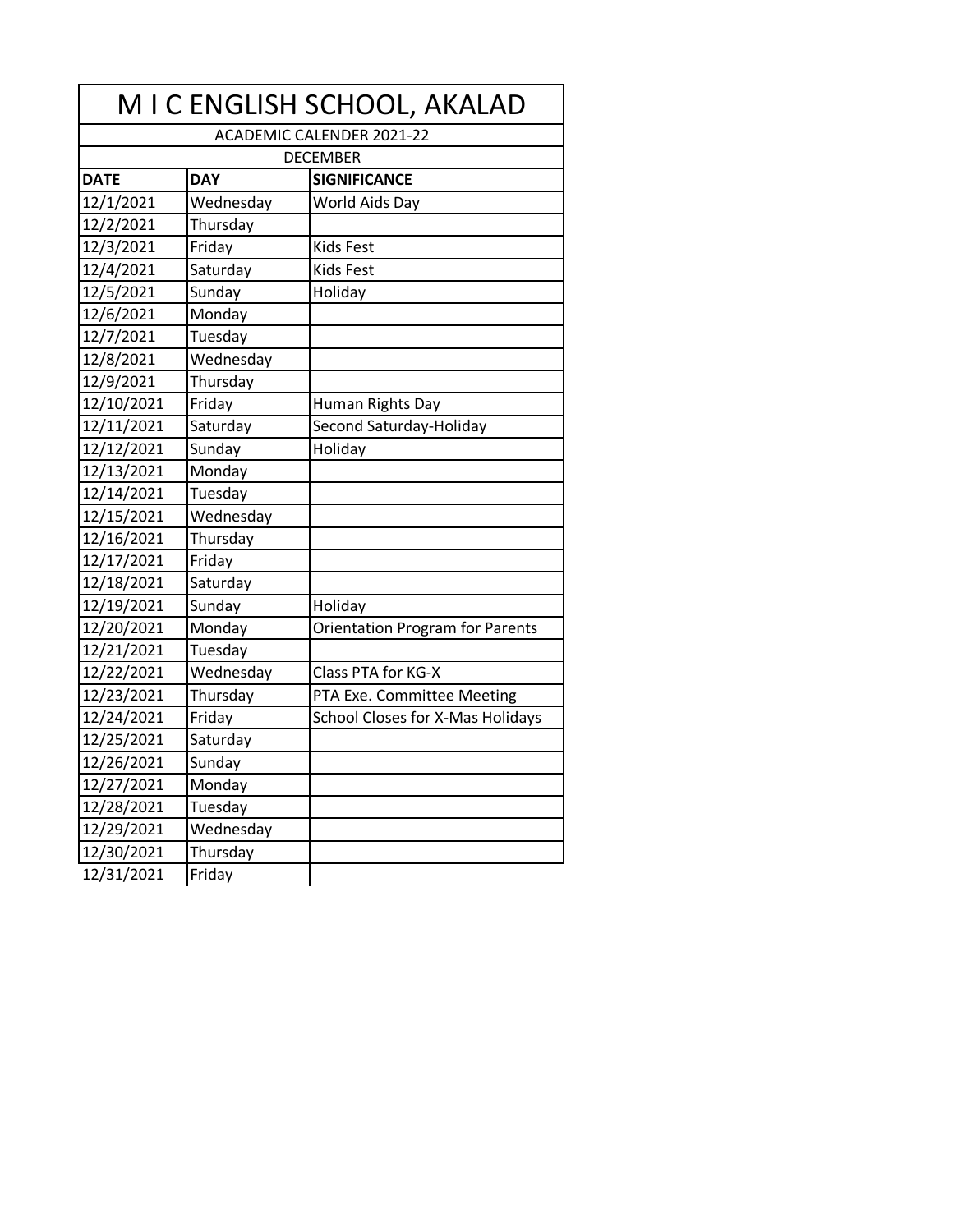# M I C ENGLISH SCHOOL, AKALAD

## ACADEMIC CALENDER 2021-22

### DECEMBER

| DATE | DAY | SIGNIFICANCE |
|---|---|---|
| 12/1/2021 | Wednesday | World Aids Day |
| 12/2/2021 | Thursday | |
| 12/3/2021 | Friday | Kids Fest |
| 12/4/2021 | Saturday | Kids Fest |
| 12/5/2021 | Sunday | Holiday |
| 12/6/2021 | Monday | |
| 12/7/2021 | Tuesday | |
| 12/8/2021 | Wednesday | |
| 12/9/2021 | Thursday | |
| 12/10/2021 | Friday | Human Rights Day |
| 12/11/2021 | Saturday | Second Saturday-Holiday |
| 12/12/2021 | Sunday | Holiday |
| 12/13/2021 | Monday | |
| 12/14/2021 | Tuesday | |
| 12/15/2021 | Wednesday | |
| 12/16/2021 | Thursday | |
| 12/17/2021 | Friday | |
| 12/18/2021 | Saturday | |
| 12/19/2021 | Sunday | Holiday |
| 12/20/2021 | Monday | Orientation Program for Parents |
| 12/21/2021 | Tuesday | |
| 12/22/2021 | Wednesday | Class PTA for KG-X |
| 12/23/2021 | Thursday | PTA Exe. Committee Meeting |
| 12/24/2021 | Friday | School Closes for X-Mas Holidays |
| 12/25/2021 | Saturday | |
| 12/26/2021 | Sunday | |
| 12/27/2021 | Monday | |
| 12/28/2021 | Tuesday | |
| 12/29/2021 | Wednesday | |
| 12/30/2021 | Thursday | |
| 12/31/2021 | Friday | |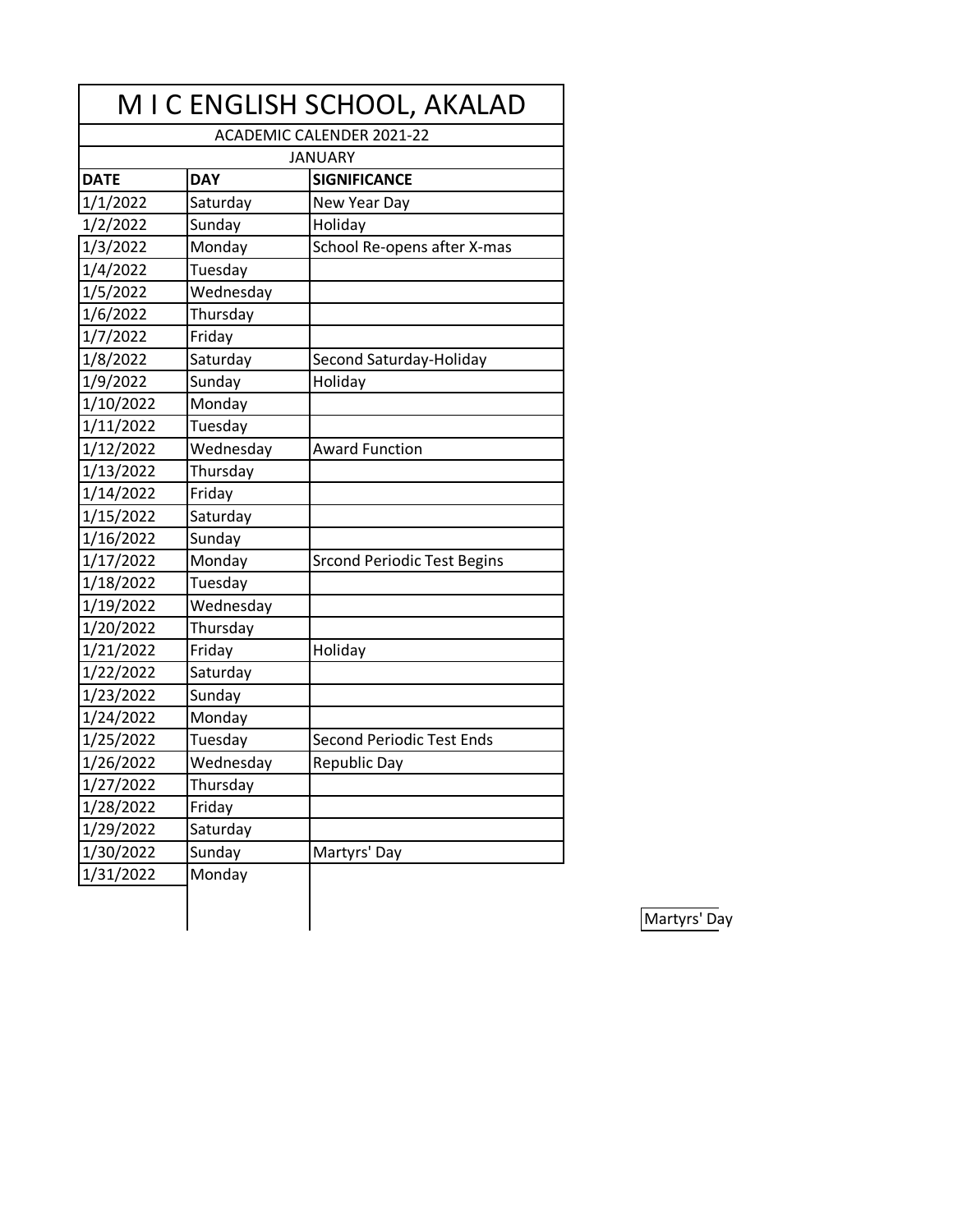# M I C ENGLISH SCHOOL, AKALAD

ACADEMIC CALENDER 2021-22

JANUARY

| DATE | DAY | SIGNIFICANCE |
|---|---|---|
| 1/1/2022 | Saturday | New Year Day |
| 1/2/2022 | Sunday | Holiday |
| 1/3/2022 | Monday | School Re-opens after X-mas |
| 1/4/2022 | Tuesday | |
| 1/5/2022 | Wednesday | |
| 1/6/2022 | Thursday | |
| 1/7/2022 | Friday | |
| 1/8/2022 | Saturday | Second Saturday-Holiday |
| 1/9/2022 | Sunday | Holiday |
| 1/10/2022 | Monday | |
| 1/11/2022 | Tuesday | |
| 1/12/2022 | Wednesday | Award Function |
| 1/13/2022 | Thursday | |
| 1/14/2022 | Friday | |
| 1/15/2022 | Saturday | |
| 1/16/2022 | Sunday | |
| 1/17/2022 | Monday | Srcond Periodic Test Begins |
| 1/18/2022 | Tuesday | |
| 1/19/2022 | Wednesday | |
| 1/20/2022 | Thursday | |
| 1/21/2022 | Friday | Holiday |
| 1/22/2022 | Saturday | |
| 1/23/2022 | Sunday | |
| 1/24/2022 | Monday | |
| 1/25/2022 | Tuesday | Second Periodic Test Ends |
| 1/26/2022 | Wednesday | Republic Day |
| 1/27/2022 | Thursday | |
| 1/28/2022 | Friday | |
| 1/29/2022 | Saturday | |
| 1/30/2022 | Sunday | Martyrs' Day |
| 1/31/2022 | Monday | |

Martyrs' Day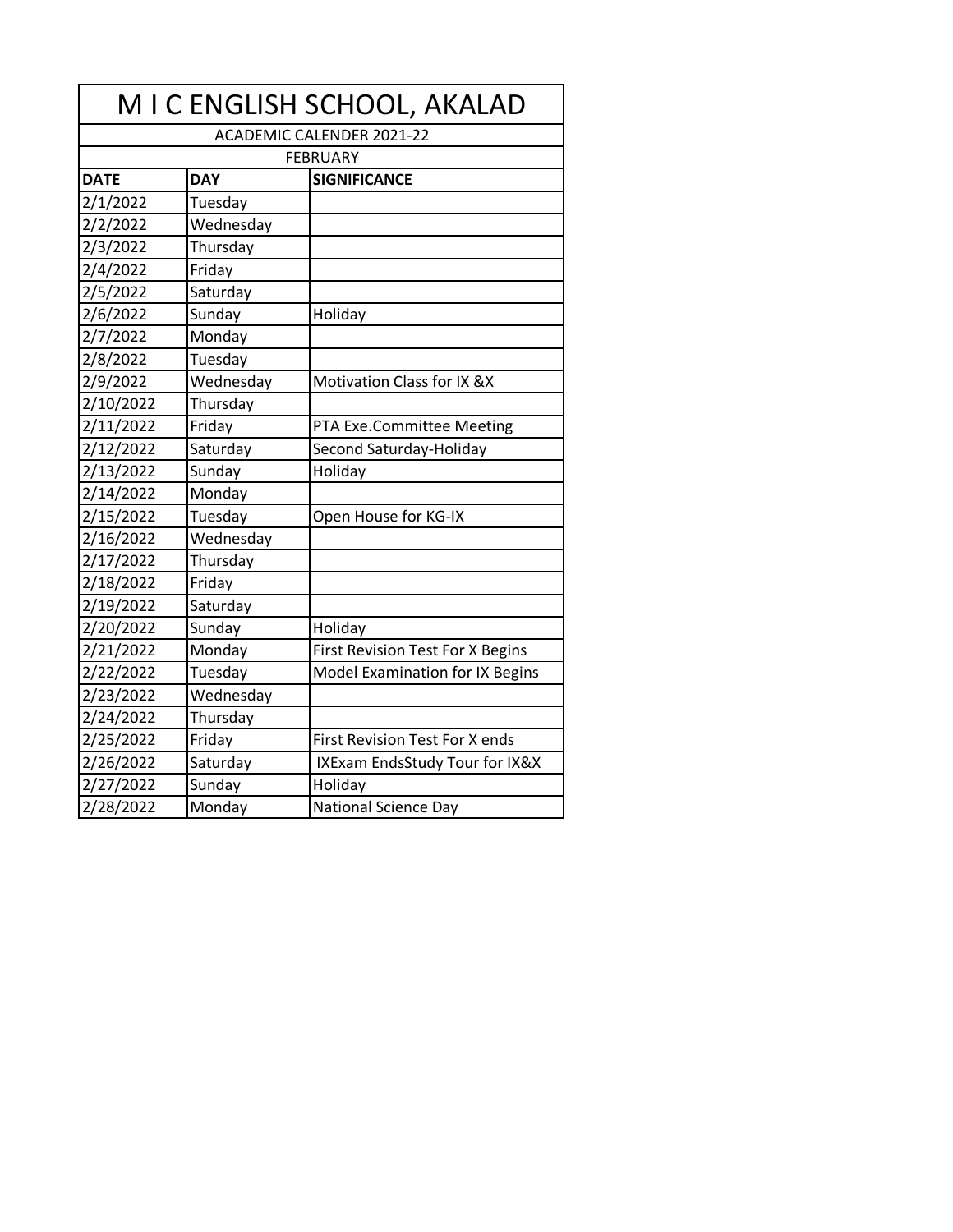# M I C ENGLISH SCHOOL, AKALAD

ACADEMIC CALENDER 2021-22

FEBRUARY

| DATE | DAY | SIGNIFICANCE |
|---|---|---|
| 2/1/2022 | Tuesday | |
| 2/2/2022 | Wednesday | |
| 2/3/2022 | Thursday | |
| 2/4/2022 | Friday | |
| 2/5/2022 | Saturday | |
| 2/6/2022 | Sunday | Holiday |
| 2/7/2022 | Monday | |
| 2/8/2022 | Tuesday | |
| 2/9/2022 | Wednesday | Motivation Class for IX &X |
| 2/10/2022 | Thursday | |
| 2/11/2022 | Friday | PTA Exe.Committee Meeting |
| 2/12/2022 | Saturday | Second Saturday-Holiday |
| 2/13/2022 | Sunday | Holiday |
| 2/14/2022 | Monday | |
| 2/15/2022 | Tuesday | Open House for KG-IX |
| 2/16/2022 | Wednesday | |
| 2/17/2022 | Thursday | |
| 2/18/2022 | Friday | |
| 2/19/2022 | Saturday | |
| 2/20/2022 | Sunday | Holiday |
| 2/21/2022 | Monday | First Revision Test For X Begins |
| 2/22/2022 | Tuesday | Model Examination for IX Begins |
| 2/23/2022 | Wednesday | |
| 2/24/2022 | Thursday | |
| 2/25/2022 | Friday | First Revision Test For X ends |
| 2/26/2022 | Saturday | IXExam EndsStudy Tour for IX&X |
| 2/27/2022 | Sunday | Holiday |
| 2/28/2022 | Monday | National Science Day |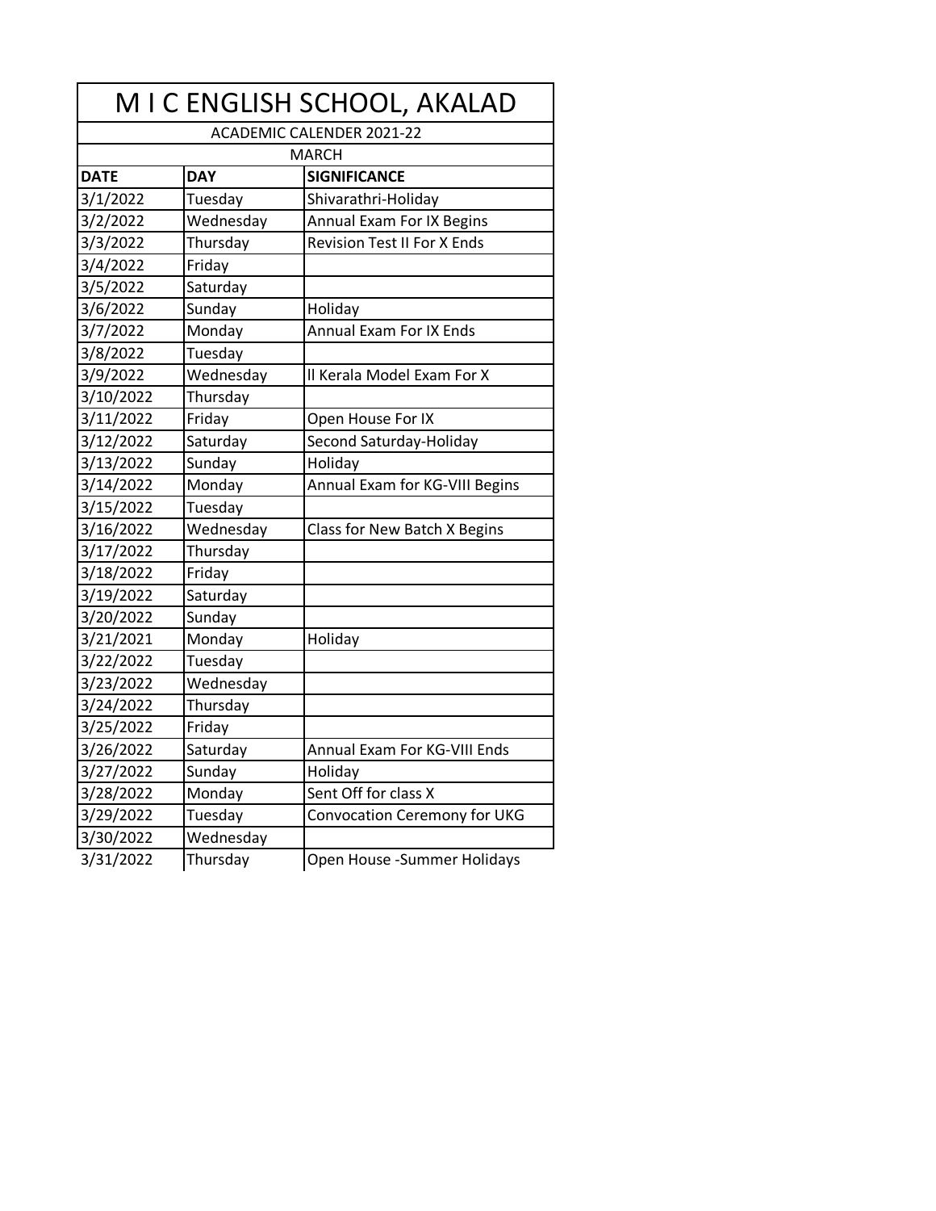# M I C ENGLISH SCHOOL, AKALAD

## ACADEMIC CALENDER 2021-22

### MARCH

| DATE | DAY | SIGNIFICANCE |
|---|---|---|
| 3/1/2022 | Tuesday | Shivarathri-Holiday |
| 3/2/2022 | Wednesday | Annual Exam For IX Begins |
| 3/3/2022 | Thursday | Revision Test II For X Ends |
| 3/4/2022 | Friday | |
| 3/5/2022 | Saturday | |
| 3/6/2022 | Sunday | Holiday |
| 3/7/2022 | Monday | Annual Exam For IX Ends |
| 3/8/2022 | Tuesday | |
| 3/9/2022 | Wednesday | II Kerala Model Exam For X |
| 3/10/2022 | Thursday | |
| 3/11/2022 | Friday | Open House For IX |
| 3/12/2022 | Saturday | Second Saturday-Holiday |
| 3/13/2022 | Sunday | Holiday |
| 3/14/2022 | Monday | Annual Exam for KG-VIII Begins |
| 3/15/2022 | Tuesday | |
| 3/16/2022 | Wednesday | Class for New Batch X Begins |
| 3/17/2022 | Thursday | |
| 3/18/2022 | Friday | |
| 3/19/2022 | Saturday | |
| 3/20/2022 | Sunday | |
| 3/21/2021 | Monday | Holiday |
| 3/22/2022 | Tuesday | |
| 3/23/2022 | Wednesday | |
| 3/24/2022 | Thursday | |
| 3/25/2022 | Friday | |
| 3/26/2022 | Saturday | Annual Exam For KG-VIII Ends |
| 3/27/2022 | Sunday | Holiday |
| 3/28/2022 | Monday | Sent Off for class X |
| 3/29/2022 | Tuesday | Convocation Ceremony for UKG |
| 3/30/2022 | Wednesday | |
| 3/31/2022 | Thursday | Open House -Summer Holidays |